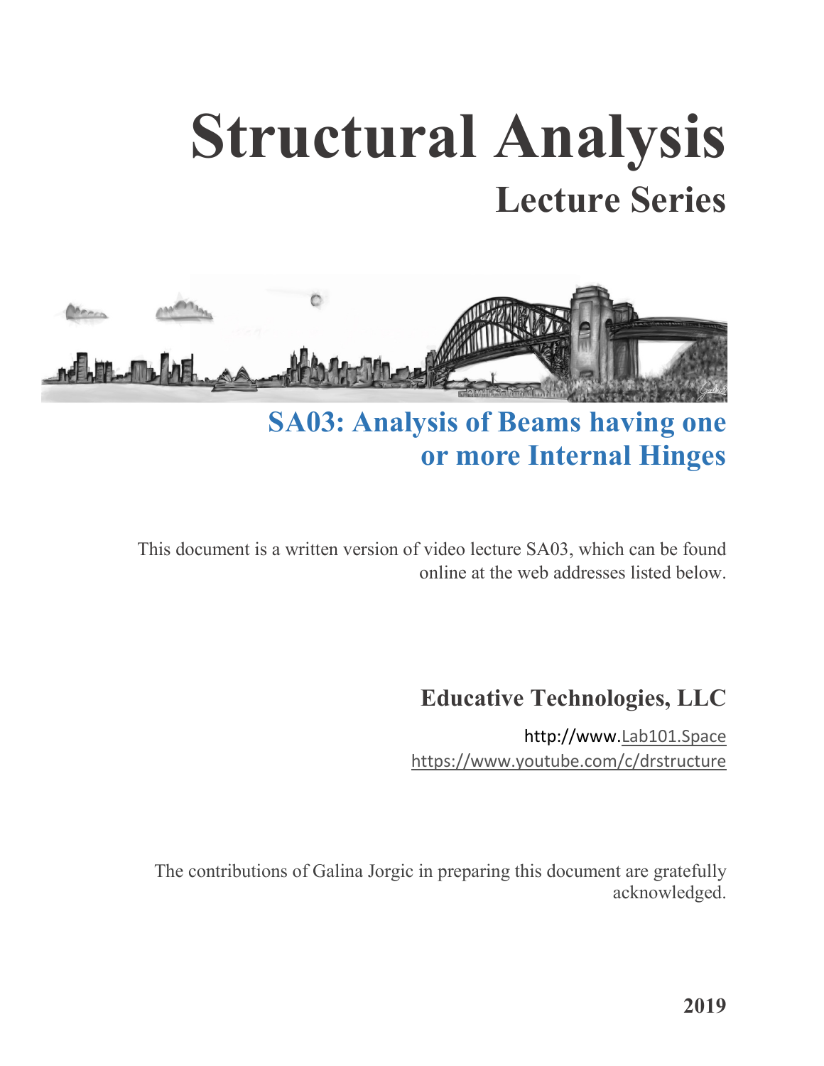# Structural Analysis

## Lecture Series

## SA03: Analysis of Beams having one or more Internal Hinges

This document is a written version of video lecture SA03, which can be found online at the web addresses listed below.

**Educative Technologies, LLC**

http://www.Lab101.Space

https://www.youtube.com/c/drstructure

The contributions of Galina Jorgic in preparing this document are gratefully acknowledged.

**2019**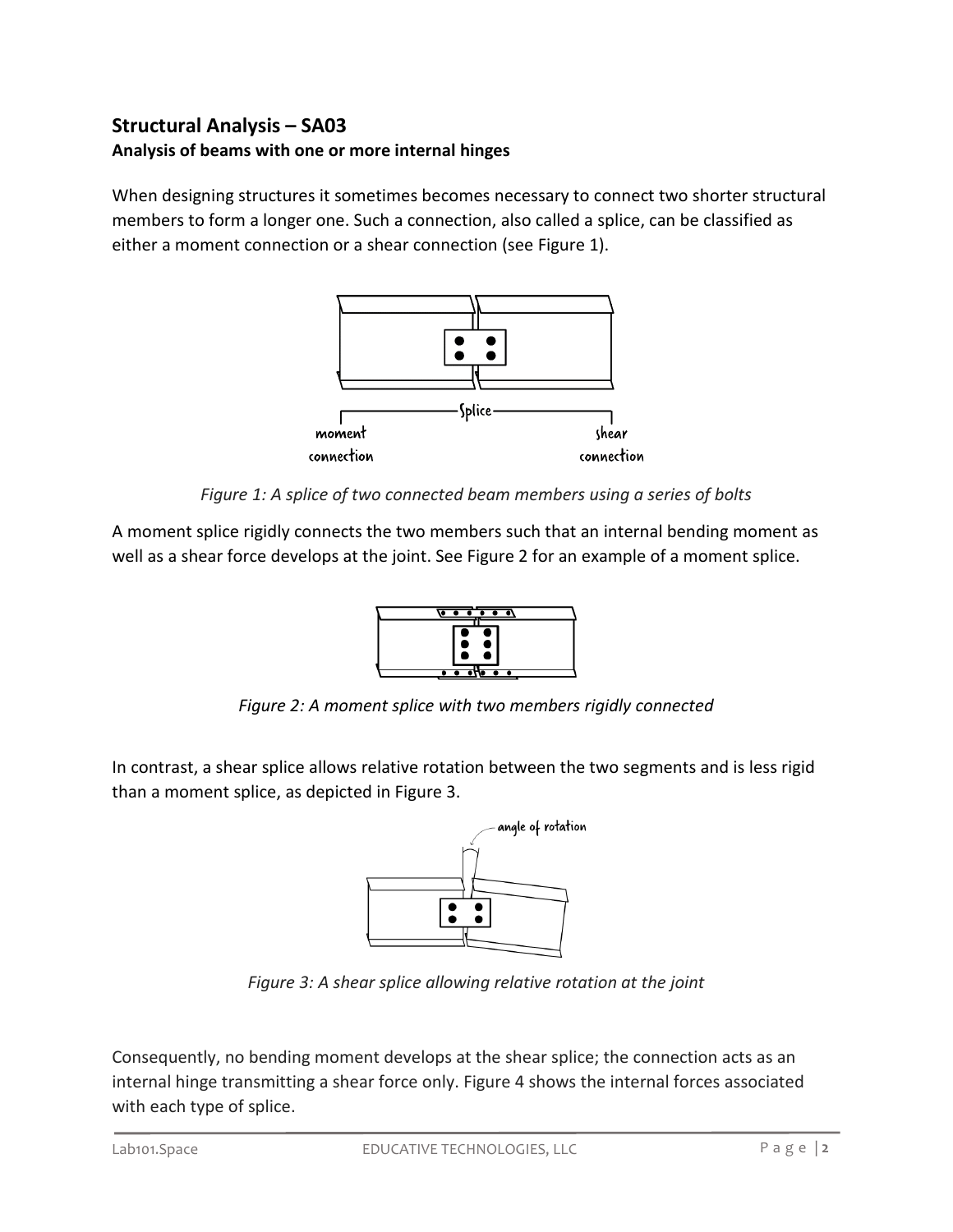## Structural Analysis – SA03

### Analysis of beams with one or more internal hinges

When designing structures it sometimes becomes necessary to connect two shorter structural members to form a longer one. Such a connection, also called a splice, can be classified as either a moment connection or a shear connection (see Figure 1).

*Figure 1: A splice of two connected beam members using a series of bolts*

A moment splice rigidly connects the two members such that an internal bending moment as well as a shear force develops at the joint. See Figure 2 for an example of a moment splice.

*Figure 2: A moment splice with two members rigidly connected*

In contrast, a shear splice allows relative rotation between the two segments and is less rigid than a moment splice, as depicted in Figure 3.

*Figure 3: A shear splice allowing relative rotation at the joint*

Consequently, no bending moment develops at the shear splice; the connection acts as an internal hinge transmitting a shear force only. Figure 4 shows the internal forces associated with each type of splice.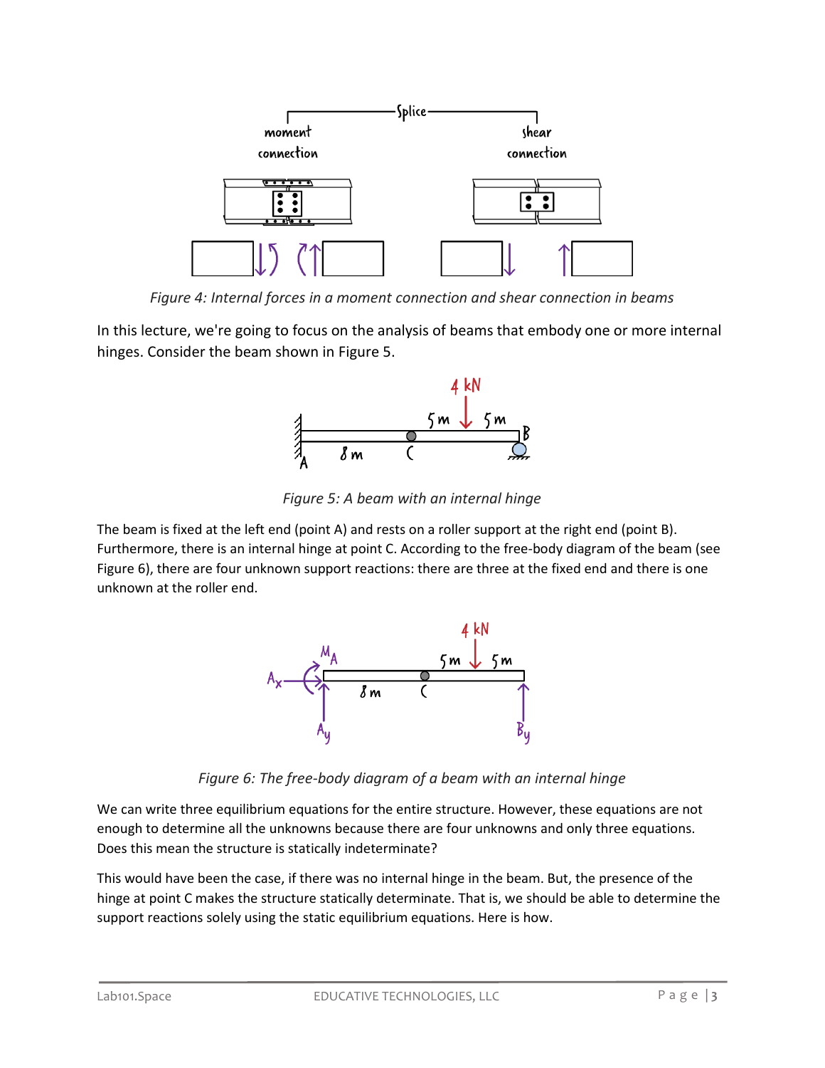Figure 4: Internal forces in a moment connection and shear connection in beams

In this lecture, we're going to focus on the analysis of beams that embody one or more internal hinges. Consider the beam shown in Figure 5.

Figure 5: A beam with an internal hinge

The beam is fixed at the left end (point A) and rests on a roller support at the right end (point B). Furthermore, there is an internal hinge at point C. According to the free-body diagram of the beam (see Figure 6), there are four unknown support reactions: there are three at the fixed end and there is one unknown at the roller end.

Figure 6: The free-body diagram of a beam with an internal hinge

We can write three equilibrium equations for the entire structure. However, these equations are not enough to determine all the unknowns because there are four unknowns and only three equations. Does this mean the structure is statically indeterminate?

This would have been the case, if there was no internal hinge in the beam. But, the presence of the hinge at point C makes the structure statically determinate. That is, we should be able to determine the support reactions solely using the static equilibrium equations. Here is how.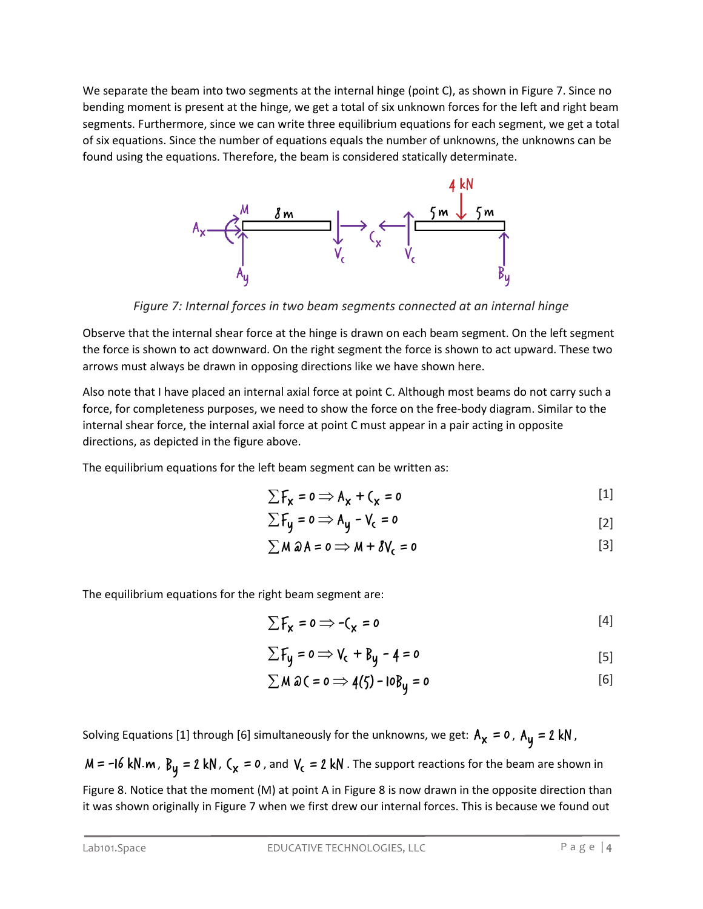We separate the beam into two segments at the internal hinge (point C), as shown in Figure 7. Since no bending moment is present at the hinge, we get a total of six unknown forces for the left and right beam segments. Furthermore, since we can write three equilibrium equations for each segment, we get a total of six equations. Since the number of equations equals the number of unknowns, the unknowns can be found using the equations. Therefore, the beam is considered statically determinate.

*Figure 7: Internal forces in two beam segments connected at an internal hinge*

Observe that the internal shear force at the hinge is drawn on each beam segment. On the left segment the force is shown to act downward. On the right segment the force is shown to act upward. These two arrows must always be drawn in opposing directions like we have shown here.

Also note that I have placed an internal axial force at point C. Although most beams do not carry such a force, for completeness purposes, we need to show the force on the free-body diagram. Similar to the internal shear force, the internal axial force at point C must appear in a pair acting in opposite directions, as depicted in the figure above.

The equilibrium equations for the left beam segment can be written as:

$$\sum F_x = 0 \Rightarrow A_x + C_x = 0 \quad [1]$$

$$\sum F_y = 0 \Rightarrow A_y - V_c = 0 \quad [2]$$

$$\sum M @ A = 0 \Rightarrow M + 8V_c = 0 \quad [3]$$

The equilibrium equations for the right beam segment are:

$$\sum F_x = 0 \Rightarrow -C_x = 0 \quad [4]$$

$$\sum F_y = 0 \Rightarrow V_c + B_y - 4 = 0 \quad [5]$$

$$\sum M @ C = 0 \Rightarrow 4(5) - 10B_y = 0 \quad [6]$$

Solving Equations [1] through [6] simultaneously for the unknowns, we get: $A_x = 0$, $A_y = 2$ kN, $M = -16$ kN.m, $B_y = 2$ kN, $C_x = 0$, and $V_c = 2$ kN. The support reactions for the beam are shown in Figure 8. Notice that the moment (M) at point A in Figure 8 is now drawn in the opposite direction than it was shown originally in Figure 7 when we first drew our internal forces. This is because we found out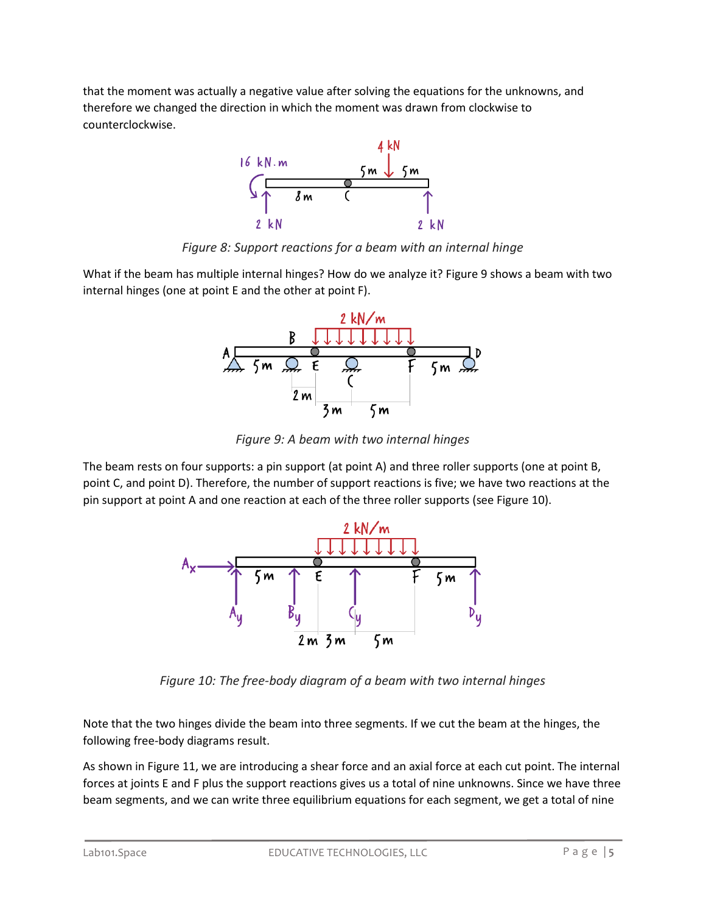that the moment was actually a negative value after solving the equations for the unknowns, and therefore we changed the direction in which the moment was drawn from clockwise to counterclockwise.

*Figure 8: Support reactions for a beam with an internal hinge*

What if the beam has multiple internal hinges? How do we analyze it? Figure 9 shows a beam with two internal hinges (one at point E and the other at point F).

*Figure 9: A beam with two internal hinges*

The beam rests on four supports: a pin support (at point A) and three roller supports (one at point B, point C, and point D). Therefore, the number of support reactions is five; we have two reactions at the pin support at point A and one reaction at each of the three roller supports (see Figure 10).

*Figure 10: The free-body diagram of a beam with two internal hinges*

Note that the two hinges divide the beam into three segments. If we cut the beam at the hinges, the following free-body diagrams result.

As shown in Figure 11, we are introducing a shear force and an axial force at each cut point. The internal forces at joints E and F plus the support reactions gives us a total of nine unknowns. Since we have three beam segments, and we can write three equilibrium equations for each segment, we get a total of nine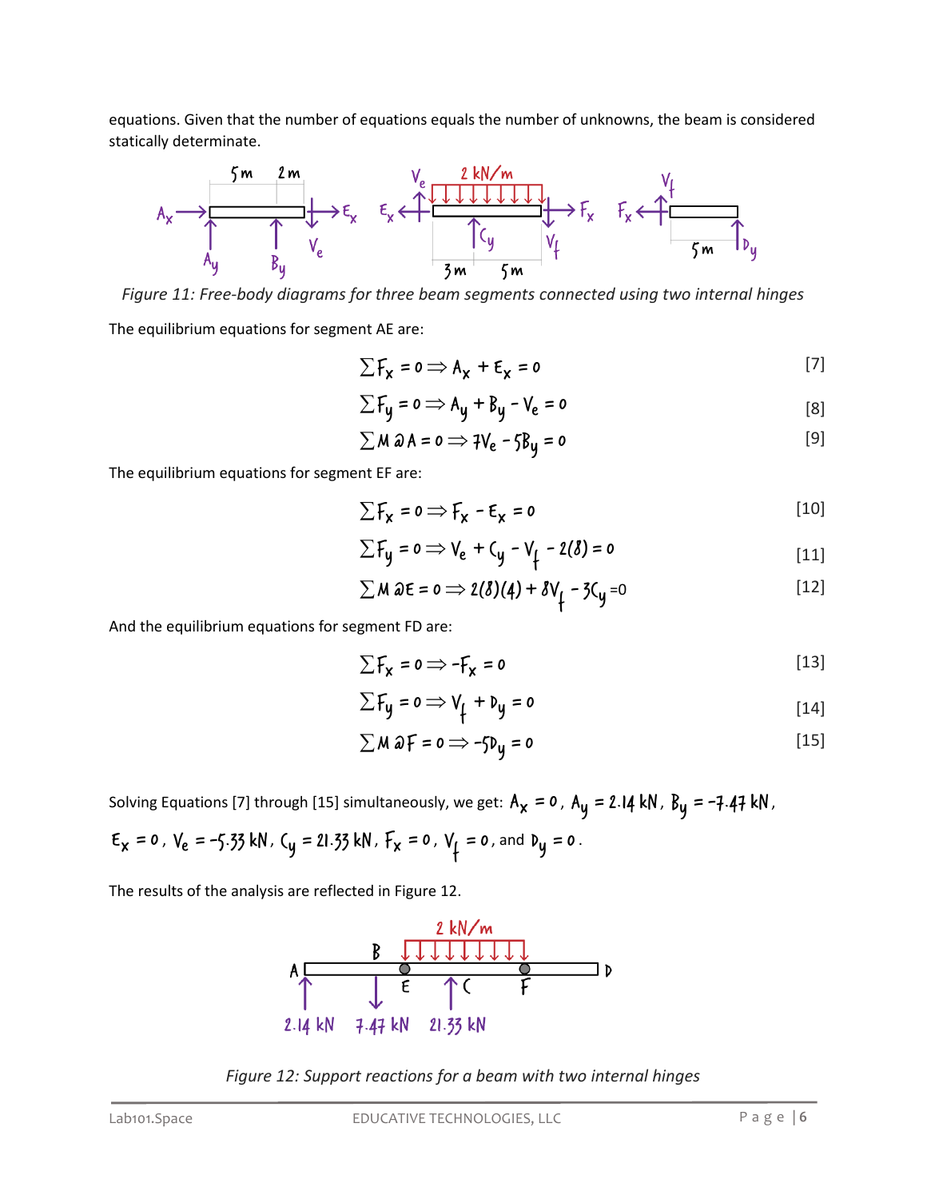equations. Given that the number of equations equals the number of unknowns, the beam is considered statically determinate.

5 m
2 m
$A_x$
$A_y$
$B_y$
$E_x$
$V_e$
$V_e$
2 kN/m
$E_x$
$F_x$
$C_y$
$V_f$
3 m
5 m
$V_f$
$F_x$
5 m
$D_y$

*Figure 11: Free-body diagrams for three beam segments connected using two internal hinges*

The equilibrium equations for segment AE are:

$$\sum F_x = 0 \Rightarrow A_x + E_x = 0 \quad [7]$$

$$\sum F_y = 0 \Rightarrow A_y + B_y - V_e = 0 \quad [8]$$

$$\sum M @ A = 0 \Rightarrow 7V_e - 5B_y = 0 \quad [9]$$

The equilibrium equations for segment EF are:

$$\sum F_x = 0 \Rightarrow F_x - E_x = 0 \quad [10]$$

$$\sum F_y = 0 \Rightarrow V_e + C_y - V_f - 2(8) = 0 \quad [11]$$

$$\sum M @ E = 0 \Rightarrow 2(8)(4) + 8V_f - 3C_y = 0 \quad [12]$$

And the equilibrium equations for segment FD are:

$$\sum F_x = 0 \Rightarrow -F_x = 0 \quad [13]$$

$$\sum F_y = 0 \Rightarrow V_f + D_y = 0 \quad [14]$$

$$\sum M @ F = 0 \Rightarrow -5D_y = 0 \quad [15]$$

Solving Equations [7] through [15] simultaneously, we get: $A_x = 0$, $A_y = 2.14$ kN, $B_y = -7.47$ kN, $E_x = 0$, $V_e = -5.33$ kN, $C_y = 21.33$ kN, $F_x = 0$, $V_f = 0$, and $D_y = 0$.

The results of the analysis are reflected in Figure 12.

2 kN/m
A
B
E
C
F
D
2.14 kN
7.47 kN
21.33 kN

*Figure 12: Support reactions for a beam with two internal hinges*